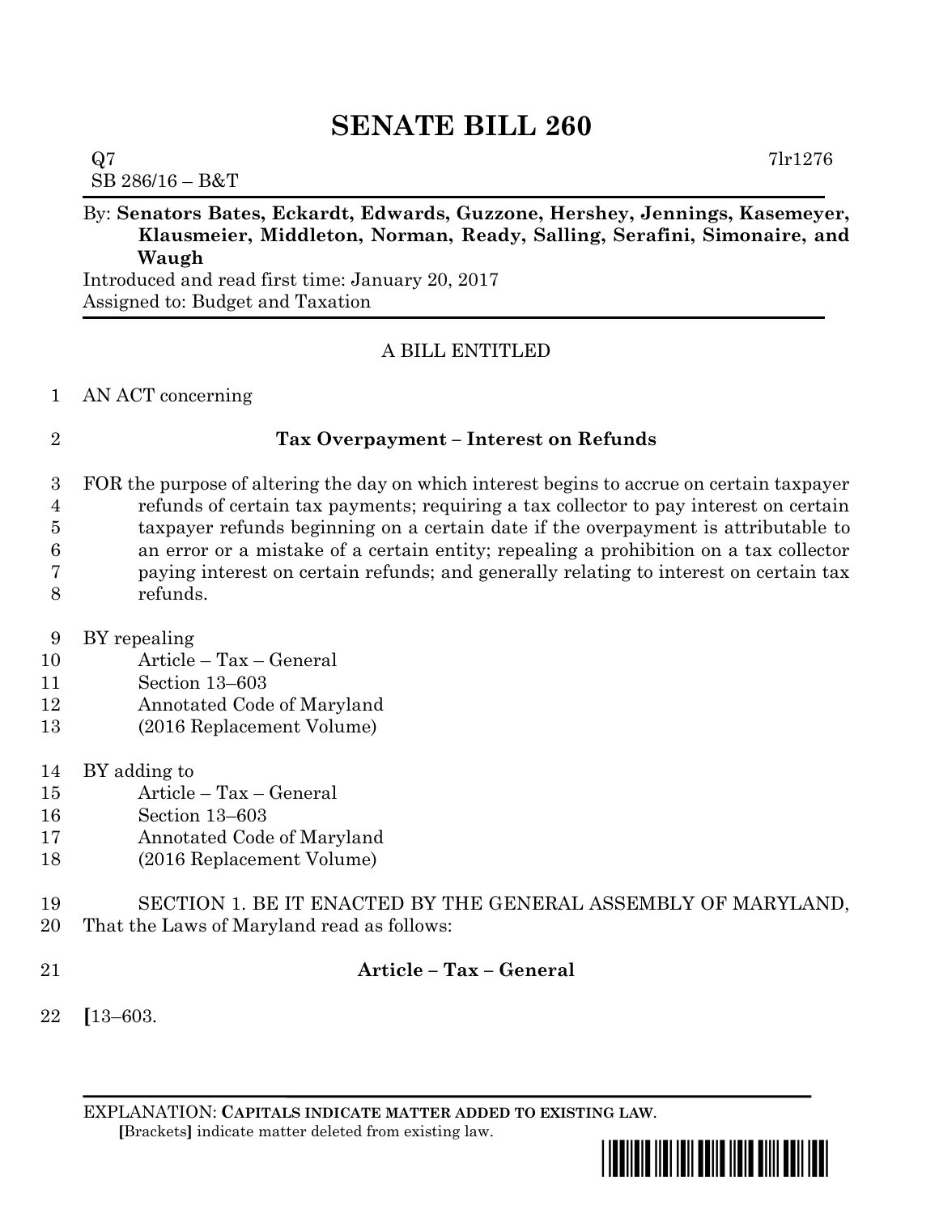# SENATE BILL 260

Q7 7lr1276

SB 286/16 – B&T

By: **Senators Bates, Eckardt, Edwards, Guzzone, Hershey, Jennings, Kasemeyer, Klausmeier, Middleton, Norman, Ready, Salling, Serafini, Simonaire, and Waugh**

Introduced and read first time: January 20, 2017

Assigned to: Budget and Taxation

A BILL ENTITLED

1 AN ACT concerning

2 **Tax Overpayment – Interest on Refunds**

3 FOR the purpose of altering the day on which interest begins to accrue on certain taxpayer
4 refunds of certain tax payments; requiring a tax collector to pay interest on certain
5 taxpayer refunds beginning on a certain date if the overpayment is attributable to
6 an error or a mistake of a certain entity; repealing a prohibition on a tax collector
7 paying interest on certain refunds; and generally relating to interest on certain tax
8 refunds.

9 BY repealing
10 Article – Tax – General
11 Section 13–603
12 Annotated Code of Maryland
13 (2016 Replacement Volume)

14 BY adding to
15 Article – Tax – General
16 Section 13–603
17 Annotated Code of Maryland
18 (2016 Replacement Volume)

19 SECTION 1. BE IT ENACTED BY THE GENERAL ASSEMBLY OF MARYLAND,
20 That the Laws of Maryland read as follows:

21 **Article – Tax – General**

22 **[**13–603.

EXPLANATION: **CAPITALS INDICATE MATTER ADDED TO EXISTING LAW**.
**[**Brackets**]** indicate matter deleted from existing law.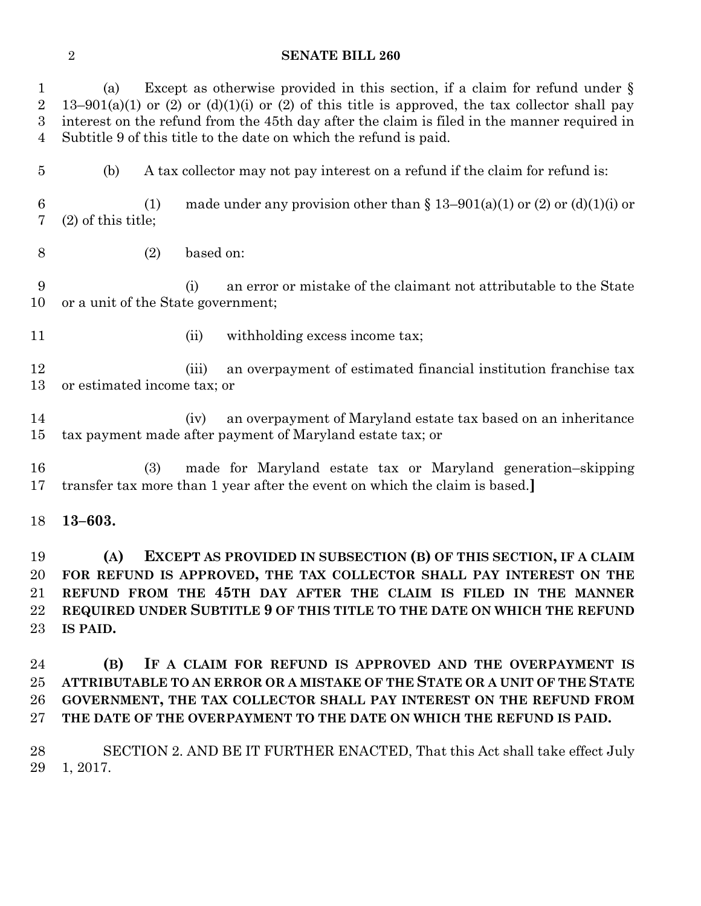(a) Except as otherwise provided in this section, if a claim for refund under § 13–901(a)(1) or (2) or (d)(1)(i) or (2) of this title is approved, the tax collector shall pay interest on the refund from the 45th day after the claim is filed in the manner required in Subtitle 9 of this title to the date on which the refund is paid.

(b) A tax collector may not pay interest on a refund if the claim for refund is:

(1) made under any provision other than § 13–901(a)(1) or (2) or (d)(1)(i) or (2) of this title;

(2) based on:

(i) an error or mistake of the claimant not attributable to the State or a unit of the State government;

(ii) withholding excess income tax;

(iii) an overpayment of estimated financial institution franchise tax or estimated income tax; or

(iv) an overpayment of Maryland estate tax based on an inheritance tax payment made after payment of Maryland estate tax; or

(3) made for Maryland estate tax or Maryland generation–skipping transfer tax more than 1 year after the event on which the claim is based.**]**

**13–603.**

**(A) EXCEPT AS PROVIDED IN SUBSECTION (B) OF THIS SECTION, IF A CLAIM FOR REFUND IS APPROVED, THE TAX COLLECTOR SHALL PAY INTEREST ON THE REFUND FROM THE 45TH DAY AFTER THE CLAIM IS FILED IN THE MANNER REQUIRED UNDER SUBTITLE 9 OF THIS TITLE TO THE DATE ON WHICH THE REFUND IS PAID.**

**(B) IF A CLAIM FOR REFUND IS APPROVED AND THE OVERPAYMENT IS ATTRIBUTABLE TO AN ERROR OR A MISTAKE OF THE STATE OR A UNIT OF THE STATE GOVERNMENT, THE TAX COLLECTOR SHALL PAY INTEREST ON THE REFUND FROM THE DATE OF THE OVERPAYMENT TO THE DATE ON WHICH THE REFUND IS PAID.**

SECTION 2. AND BE IT FURTHER ENACTED, That this Act shall take effect July 1, 2017.